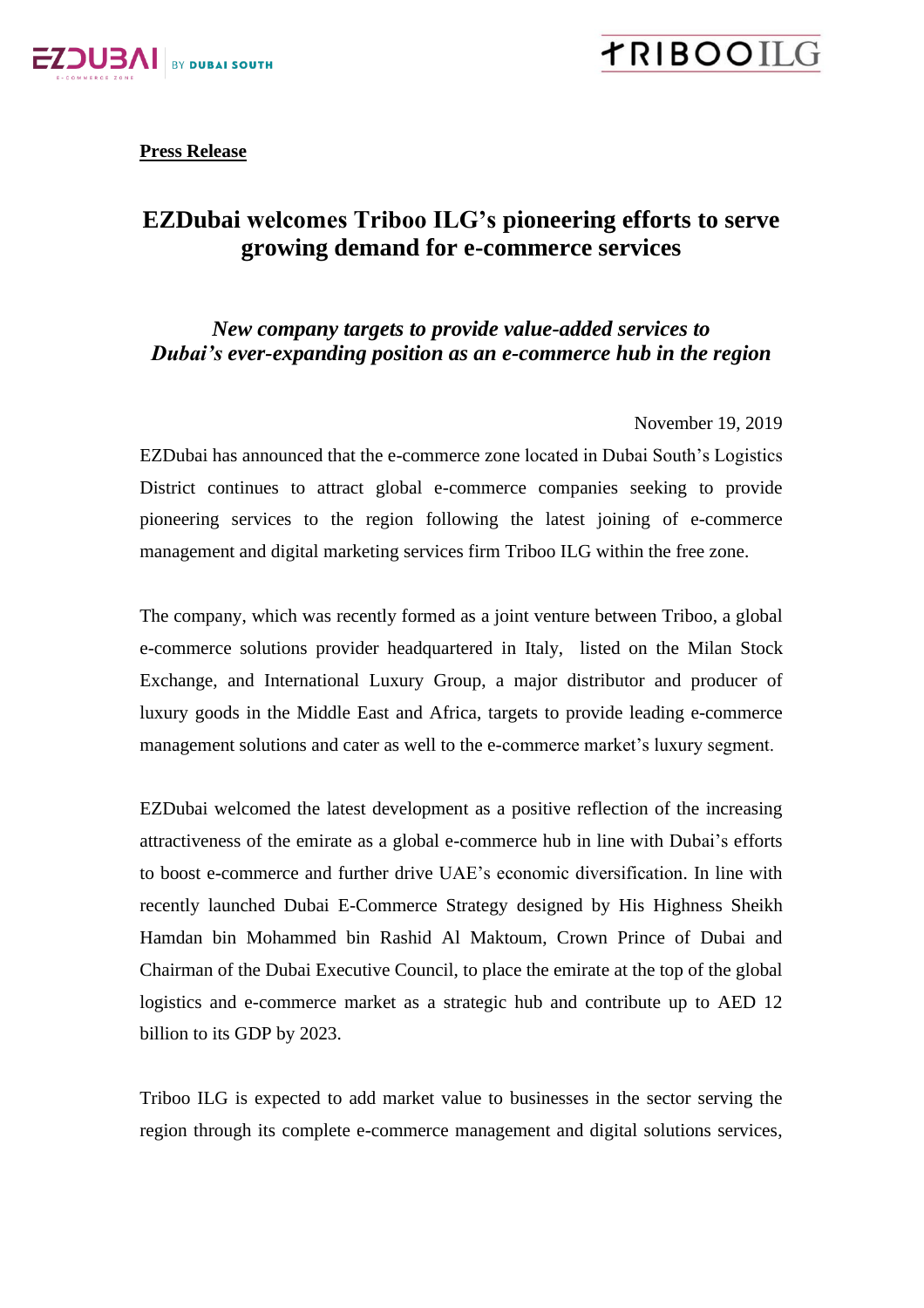**Press Release**

# EZDubai welcomes Triboo ILG's pioneering efforts to serve growing demand for e-commerce services

### *New company targets to provide value-added services to Dubai's ever-expanding position as an e-commerce hub in the region*

November 19, 2019

EZDubai has announced that the e-commerce zone located in Dubai South's Logistics District continues to attract global e-commerce companies seeking to provide pioneering services to the region following the latest joining of e-commerce management and digital marketing services firm Triboo ILG within the free zone.

The company, which was recently formed as a joint venture between Triboo, a global e-commerce solutions provider headquartered in Italy, listed on the Milan Stock Exchange, and International Luxury Group, a major distributor and producer of luxury goods in the Middle East and Africa, targets to provide leading e-commerce management solutions and cater as well to the e-commerce market's luxury segment.

EZDubai welcomed the latest development as a positive reflection of the increasing attractiveness of the emirate as a global e-commerce hub in line with Dubai's efforts to boost e-commerce and further drive UAE's economic diversification. In line with recently launched Dubai E-Commerce Strategy designed by His Highness Sheikh Hamdan bin Mohammed bin Rashid Al Maktoum, Crown Prince of Dubai and Chairman of the Dubai Executive Council, to place the emirate at the top of the global logistics and e-commerce market as a strategic hub and contribute up to AED 12 billion to its GDP by 2023.

Triboo ILG is expected to add market value to businesses in the sector serving the region through its complete e-commerce management and digital solutions services,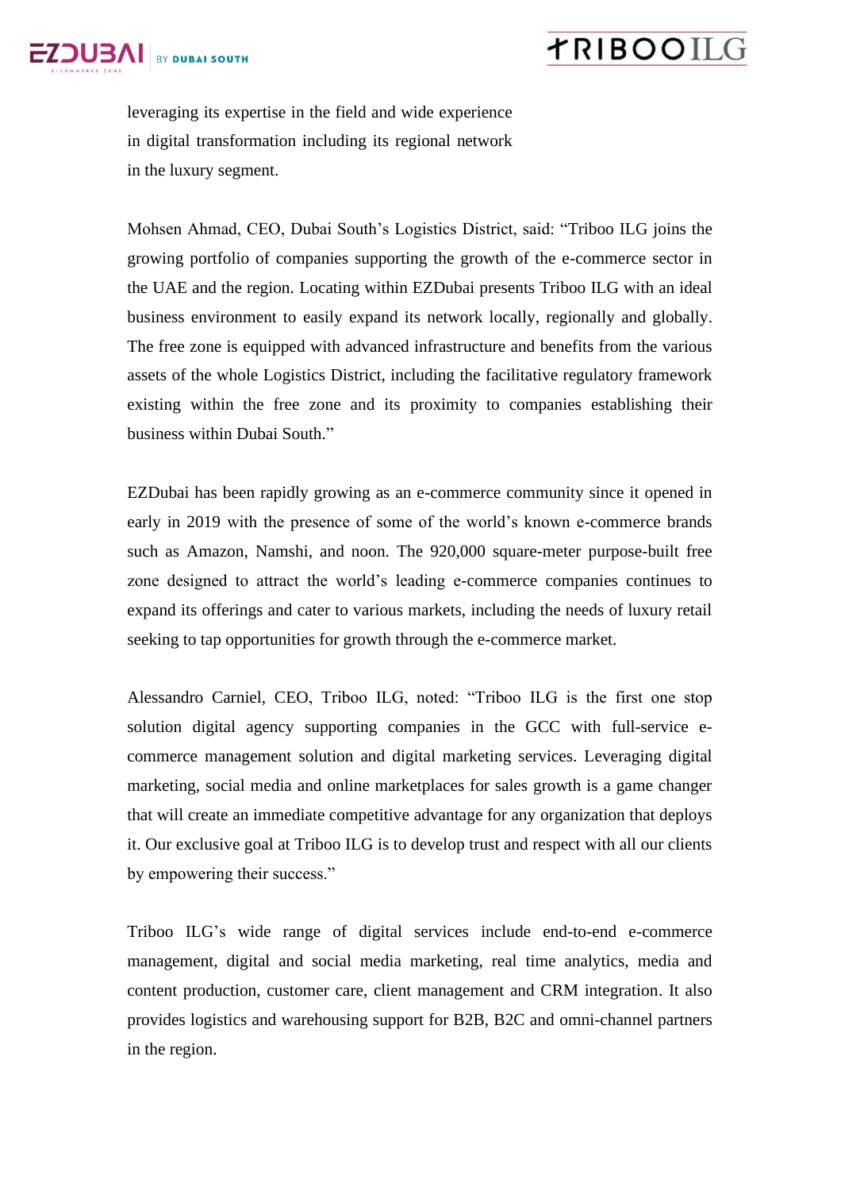leveraging its expertise in the field and wide experience in digital transformation including its regional network in the luxury segment.

Mohsen Ahmad, CEO, Dubai South's Logistics District, said: "Triboo ILG joins the growing portfolio of companies supporting the growth of the e-commerce sector in the UAE and the region. Locating within EZDubai presents Triboo ILG with an ideal business environment to easily expand its network locally, regionally and globally. The free zone is equipped with advanced infrastructure and benefits from the various assets of the whole Logistics District, including the facilitative regulatory framework existing within the free zone and its proximity to companies establishing their business within Dubai South."

EZDubai has been rapidly growing as an e-commerce community since it opened in early in 2019 with the presence of some of the world's known e-commerce brands such as Amazon, Namshi, and noon. The 920,000 square-meter purpose-built free zone designed to attract the world's leading e-commerce companies continues to expand its offerings and cater to various markets, including the needs of luxury retail seeking to tap opportunities for growth through the e-commerce market.

Alessandro Carniel, CEO, Triboo ILG, noted: "Triboo ILG is the first one stop solution digital agency supporting companies in the GCC with full-service e-commerce management solution and digital marketing services. Leveraging digital marketing, social media and online marketplaces for sales growth is a game changer that will create an immediate competitive advantage for any organization that deploys it. Our exclusive goal at Triboo ILG is to develop trust and respect with all our clients by empowering their success."

Triboo ILG's wide range of digital services include end-to-end e-commerce management, digital and social media marketing, real time analytics, media and content production, customer care, client management and CRM integration. It also provides logistics and warehousing support for B2B, B2C and omni-channel partners in the region.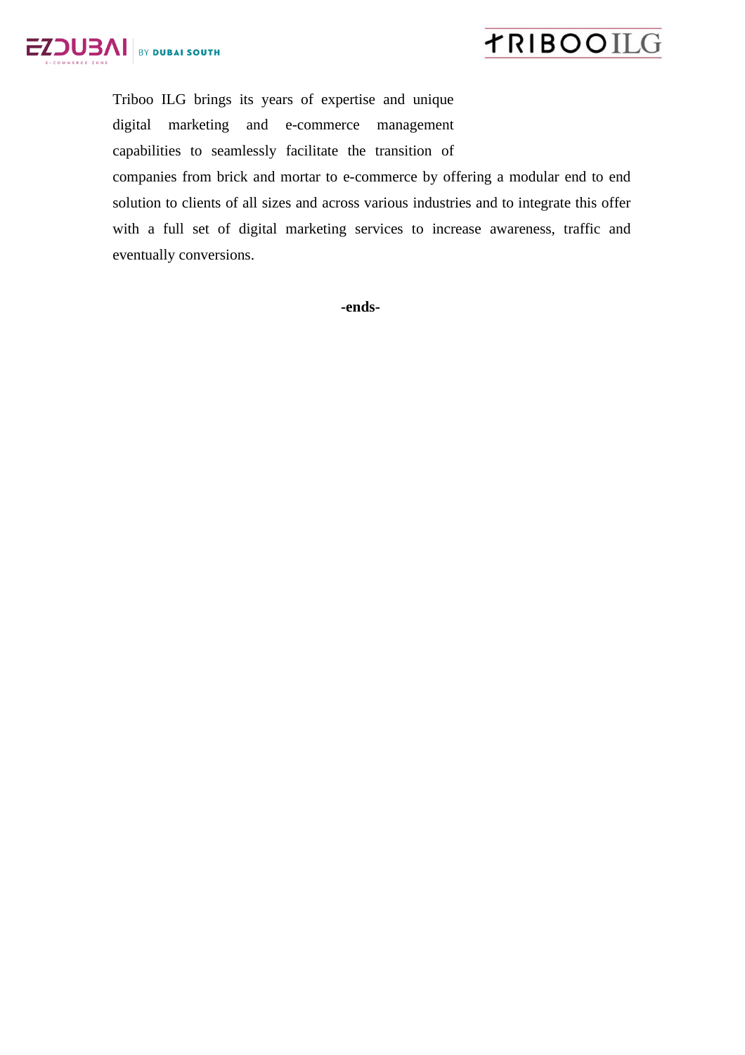Triboo ILG brings its years of expertise and unique digital marketing and e-commerce management capabilities to seamlessly facilitate the transition of companies from brick and mortar to e-commerce by offering a modular end to end solution to clients of all sizes and across various industries and to integrate this offer with a full set of digital marketing services to increase awareness, traffic and eventually conversions.

**-ends-**